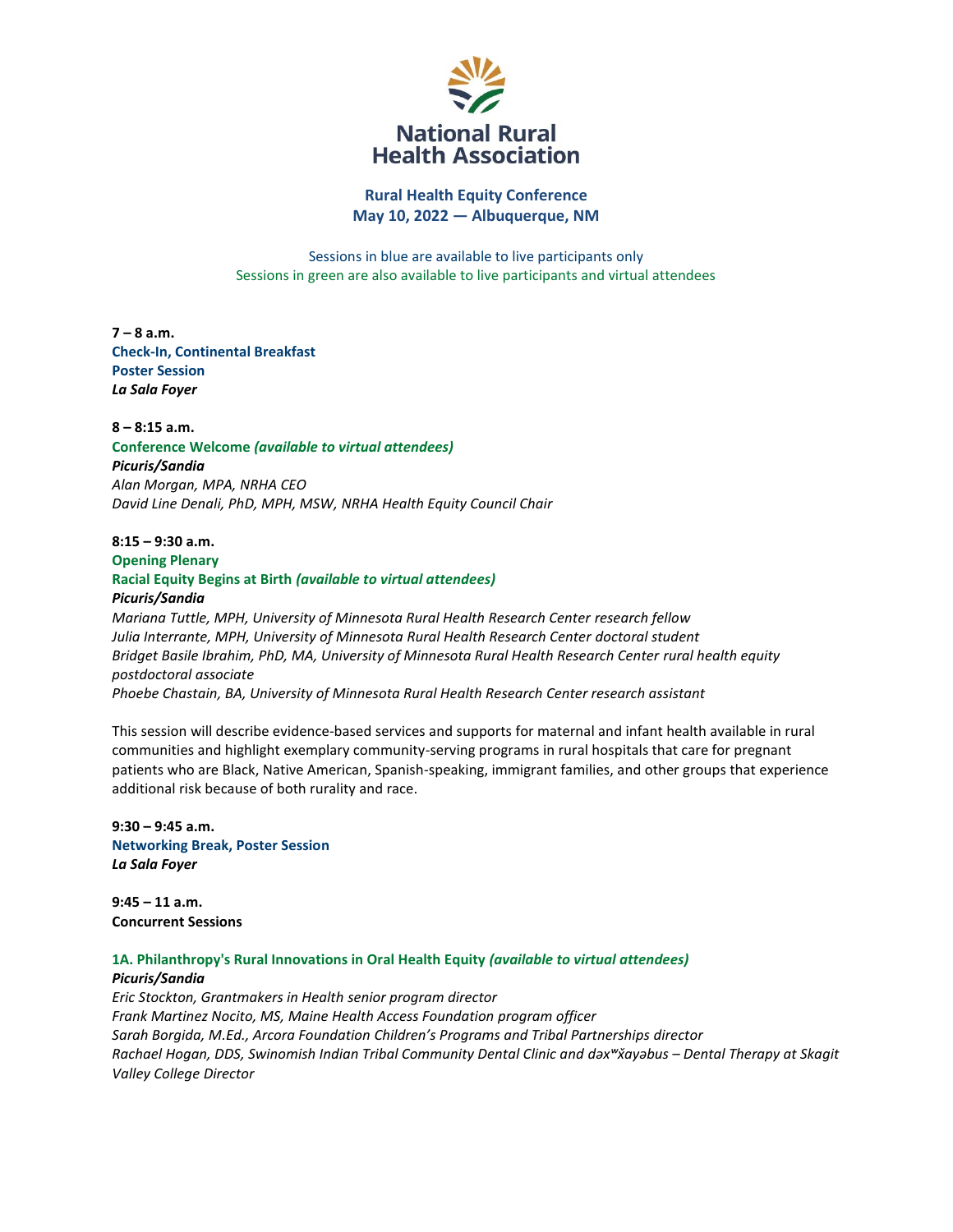# National Rural Health Association

## Rural Health Equity Conference
## May 10, 2022 — Albuquerque, NM

Sessions in blue are available to live participants only
Sessions in green are also available to live participants and virtual attendees

**7 – 8 a.m.**
**Check-In, Continental Breakfast**
**Poster Session**
***La Sala Foyer***

**8 – 8:15 a.m.**
**Conference Welcome** ***(available to virtual attendees)***
***Picuris/Sandia***
*Alan Morgan, MPA, NRHA CEO*
*David Line Denali, PhD, MPH, MSW, NRHA Health Equity Council Chair*

**8:15 – 9:30 a.m.**
**Opening Plenary**
**Racial Equity Begins at Birth** ***(available to virtual attendees)***
***Picuris/Sandia***
*Mariana Tuttle, MPH, University of Minnesota Rural Health Research Center research fellow*
*Julia Interrante, MPH, University of Minnesota Rural Health Research Center doctoral student*
*Bridget Basile Ibrahim, PhD, MA, University of Minnesota Rural Health Research Center rural health equity postdoctoral associate*
*Phoebe Chastain, BA, University of Minnesota Rural Health Research Center research assistant*

This session will describe evidence-based services and supports for maternal and infant health available in rural communities and highlight exemplary community-serving programs in rural hospitals that care for pregnant patients who are Black, Native American, Spanish-speaking, immigrant families, and other groups that experience additional risk because of both rurality and race.

**9:30 – 9:45 a.m.**
**Networking Break, Poster Session**
***La Sala Foyer***

**9:45 – 11 a.m.**
**Concurrent Sessions**

**1A. Philanthropy's Rural Innovations in Oral Health Equity** ***(available to virtual attendees)***
***Picuris/Sandia***
*Eric Stockton, Grantmakers in Health senior program director*
*Frank Martinez Nocito, MS, Maine Health Access Foundation program officer*
*Sarah Borgida, M.Ed., Arcora Foundation Children's Programs and Tribal Partnerships director*
*Rachael Hogan, DDS, Swinomish Indian Tribal Community Dental Clinic and dəxʷx̌ayəbus – Dental Therapy at Skagit Valley College Director*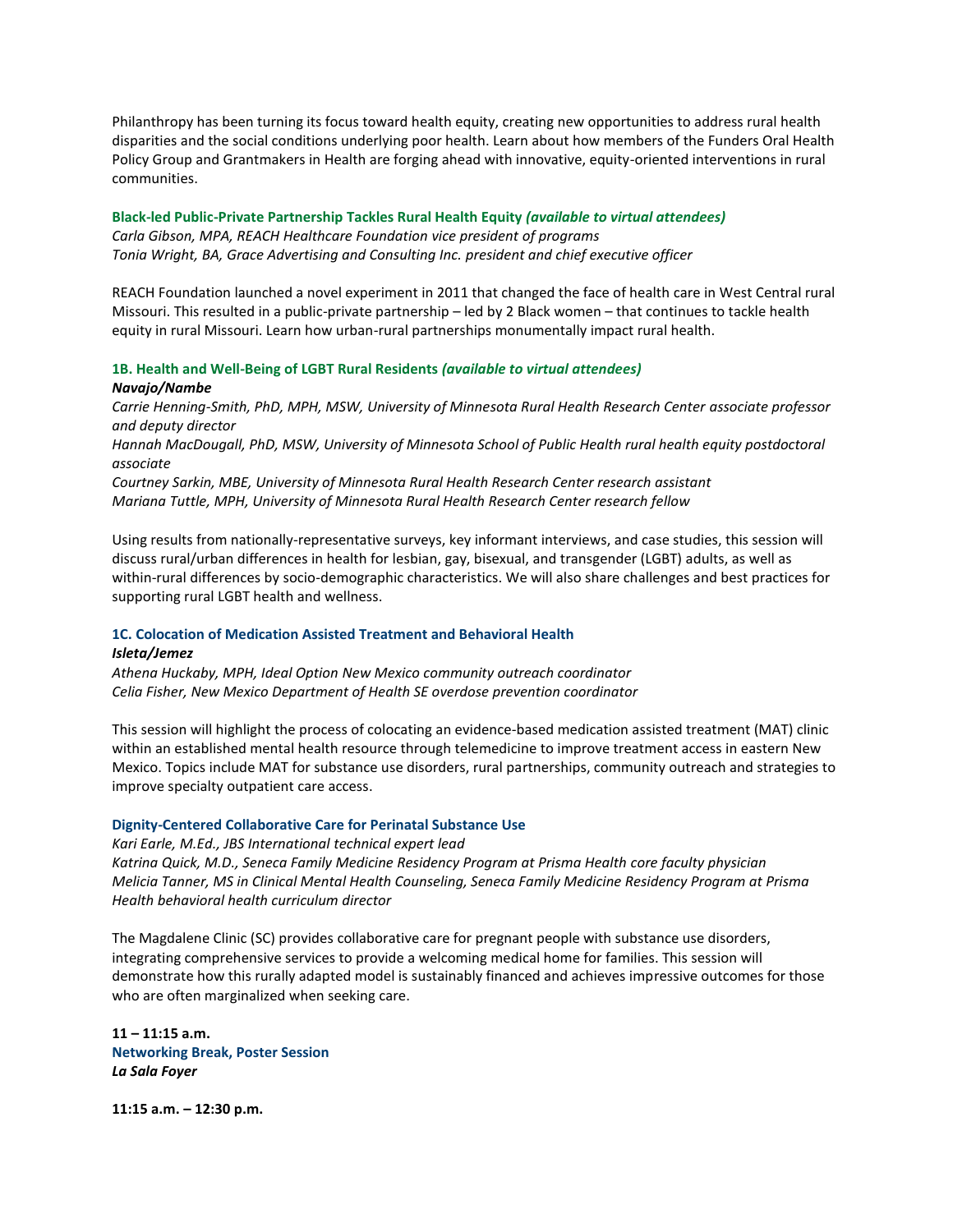Philanthropy has been turning its focus toward health equity, creating new opportunities to address rural health disparities and the social conditions underlying poor health. Learn about how members of the Funders Oral Health Policy Group and Grantmakers in Health are forging ahead with innovative, equity-oriented interventions in rural communities.

**Black-led Public-Private Partnership Tackles Rural Health Equity *(available to virtual attendees)***
*Carla Gibson, MPA, REACH Healthcare Foundation vice president of programs*
*Tonia Wright, BA, Grace Advertising and Consulting Inc. president and chief executive officer*

REACH Foundation launched a novel experiment in 2011 that changed the face of health care in West Central rural Missouri. This resulted in a public-private partnership – led by 2 Black women – that continues to tackle health equity in rural Missouri. Learn how urban-rural partnerships monumentally impact rural health.

**1B. Health and Well-Being of LGBT Rural Residents *(available to virtual attendees)***
***Navajo/Nambe***
*Carrie Henning-Smith, PhD, MPH, MSW, University of Minnesota Rural Health Research Center associate professor and deputy director*
*Hannah MacDougall, PhD, MSW, University of Minnesota School of Public Health rural health equity postdoctoral associate*
*Courtney Sarkin, MBE, University of Minnesota Rural Health Research Center research assistant*
*Mariana Tuttle, MPH, University of Minnesota Rural Health Research Center research fellow*

Using results from nationally-representative surveys, key informant interviews, and case studies, this session will discuss rural/urban differences in health for lesbian, gay, bisexual, and transgender (LGBT) adults, as well as within-rural differences by socio-demographic characteristics. We will also share challenges and best practices for supporting rural LGBT health and wellness.

**1C. Colocation of Medication Assisted Treatment and Behavioral Health**
***Isleta/Jemez***
*Athena Huckaby, MPH, Ideal Option New Mexico community outreach coordinator*
*Celia Fisher, New Mexico Department of Health SE overdose prevention coordinator*

This session will highlight the process of colocating an evidence-based medication assisted treatment (MAT) clinic within an established mental health resource through telemedicine to improve treatment access in eastern New Mexico. Topics include MAT for substance use disorders, rural partnerships, community outreach and strategies to improve specialty outpatient care access.

**Dignity-Centered Collaborative Care for Perinatal Substance Use**
*Kari Earle, M.Ed., JBS International technical expert lead*
*Katrina Quick, M.D., Seneca Family Medicine Residency Program at Prisma Health core faculty physician*
*Melicia Tanner, MS in Clinical Mental Health Counseling, Seneca Family Medicine Residency Program at Prisma Health behavioral health curriculum director*

The Magdalene Clinic (SC) provides collaborative care for pregnant people with substance use disorders, integrating comprehensive services to provide a welcoming medical home for families. This session will demonstrate how this rurally adapted model is sustainably financed and achieves impressive outcomes for those who are often marginalized when seeking care.

**11 – 11:15 a.m.**
**Networking Break, Poster Session**
***La Sala Foyer***

**11:15 a.m. – 12:30 p.m.**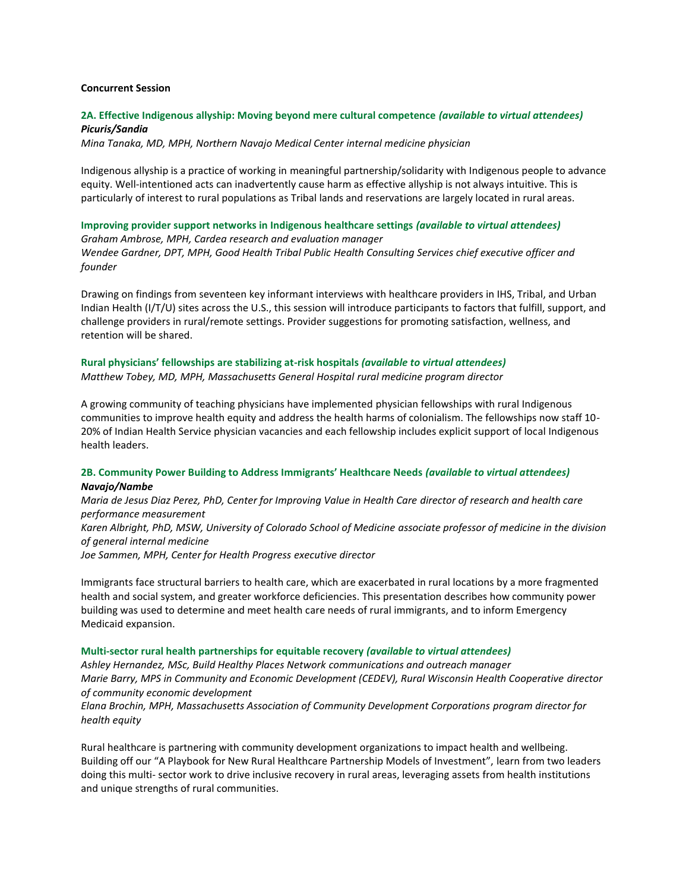**Concurrent Session**

### 2A. Effective Indigenous allyship: Moving beyond mere cultural competence *(available to virtual attendees)*

***Picuris/Sandia***

*Mina Tanaka, MD, MPH, Northern Navajo Medical Center internal medicine physician*

Indigenous allyship is a practice of working in meaningful partnership/solidarity with Indigenous people to advance equity. Well-intentioned acts can inadvertently cause harm as effective allyship is not always intuitive. This is particularly of interest to rural populations as Tribal lands and reservations are largely located in rural areas.

**Improving provider support networks in Indigenous healthcare settings** ***(available to virtual attendees)***

*Graham Ambrose, MPH, Cardea research and evaluation manager*
*Wendee Gardner, DPT, MPH, Good Health Tribal Public Health Consulting Services chief executive officer and founder*

Drawing on findings from seventeen key informant interviews with healthcare providers in IHS, Tribal, and Urban Indian Health (I/T/U) sites across the U.S., this session will introduce participants to factors that fulfill, support, and challenge providers in rural/remote settings. Provider suggestions for promoting satisfaction, wellness, and retention will be shared.

**Rural physicians' fellowships are stabilizing at-risk hospitals** ***(available to virtual attendees)***

*Matthew Tobey, MD, MPH, Massachusetts General Hospital rural medicine program director*

A growing community of teaching physicians have implemented physician fellowships with rural Indigenous communities to improve health equity and address the health harms of colonialism. The fellowships now staff 10-20% of Indian Health Service physician vacancies and each fellowship includes explicit support of local Indigenous health leaders.

### 2B. Community Power Building to Address Immigrants' Healthcare Needs *(available to virtual attendees)*

***Navajo/Nambe***

*Maria de Jesus Diaz Perez, PhD, Center for Improving Value in Health Care director of research and health care performance measurement*
*Karen Albright, PhD, MSW, University of Colorado School of Medicine associate professor of medicine in the division of general internal medicine*
*Joe Sammen, MPH, Center for Health Progress executive director*

Immigrants face structural barriers to health care, which are exacerbated in rural locations by a more fragmented health and social system, and greater workforce deficiencies. This presentation describes how community power building was used to determine and meet health care needs of rural immigrants, and to inform Emergency Medicaid expansion.

**Multi-sector rural health partnerships for equitable recovery** ***(available to virtual attendees)***

*Ashley Hernandez, MSc, Build Healthy Places Network communications and outreach manager*
*Marie Barry, MPS in Community and Economic Development (CEDEV), Rural Wisconsin Health Cooperative director of community economic development*
*Elana Brochin, MPH, Massachusetts Association of Community Development Corporations program director for health equity*

Rural healthcare is partnering with community development organizations to impact health and wellbeing. Building off our "A Playbook for New Rural Healthcare Partnership Models of Investment", learn from two leaders doing this multi- sector work to drive inclusive recovery in rural areas, leveraging assets from health institutions and unique strengths of rural communities.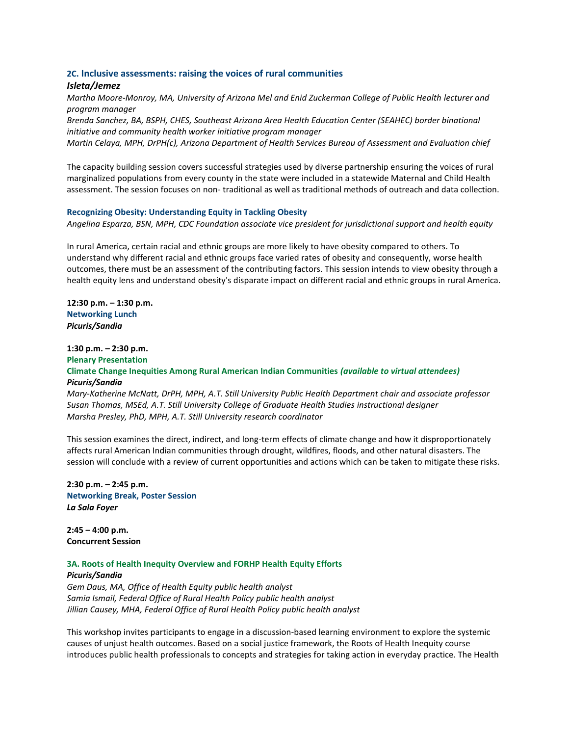### 2C. Inclusive assessments: raising the voices of rural communities

***Isleta/Jemez***

*Martha Moore-Monroy, MA, University of Arizona Mel and Enid Zuckerman College of Public Health lecturer and program manager*
*Brenda Sanchez, BA, BSPH, CHES, Southeast Arizona Area Health Education Center (SEAHEC) border binational initiative and community health worker initiative program manager*
*Martin Celaya, MPH, DrPH(c), Arizona Department of Health Services Bureau of Assessment and Evaluation chief*

The capacity building session covers successful strategies used by diverse partnership ensuring the voices of rural marginalized populations from every county in the state were included in a statewide Maternal and Child Health assessment. The session focuses on non- traditional as well as traditional methods of outreach and data collection.

#### Recognizing Obesity: Understanding Equity in Tackling Obesity

*Angelina Esparza, BSN, MPH, CDC Foundation associate vice president for jurisdictional support and health equity*

In rural America, certain racial and ethnic groups are more likely to have obesity compared to others. To understand why different racial and ethnic groups face varied rates of obesity and consequently, worse health outcomes, there must be an assessment of the contributing factors. This session intends to view obesity through a health equity lens and understand obesity's disparate impact on different racial and ethnic groups in rural America.

**12:30 p.m. – 1:30 p.m.**
**Networking Lunch**
***Picuris/Sandia***

**1:30 p.m. – 2:30 p.m.**
**Plenary Presentation**
**Climate Change Inequities Among Rural American Indian Communities *(available to virtual attendees)***
***Picuris/Sandia***
*Mary-Katherine McNatt, DrPH, MPH, A.T. Still University Public Health Department chair and associate professor*
*Susan Thomas, MSEd, A.T. Still University College of Graduate Health Studies instructional designer*
*Marsha Presley, PhD, MPH, A.T. Still University research coordinator*

This session examines the direct, indirect, and long-term effects of climate change and how it disproportionately affects rural American Indian communities through drought, wildfires, floods, and other natural disasters. The session will conclude with a review of current opportunities and actions which can be taken to mitigate these risks.

**2:30 p.m. – 2:45 p.m.**
**Networking Break, Poster Session**
***La Sala Foyer***

**2:45 – 4:00 p.m.**
**Concurrent Session**

### 3A. Roots of Health Inequity Overview and FORHP Health Equity Efforts

***Picuris/Sandia***

*Gem Daus, MA, Office of Health Equity public health analyst*
*Samia Ismail, Federal Office of Rural Health Policy public health analyst*
*Jillian Causey, MHA, Federal Office of Rural Health Policy public health analyst*

This workshop invites participants to engage in a discussion-based learning environment to explore the systemic causes of unjust health outcomes. Based on a social justice framework, the Roots of Health Inequity course introduces public health professionals to concepts and strategies for taking action in everyday practice. The Health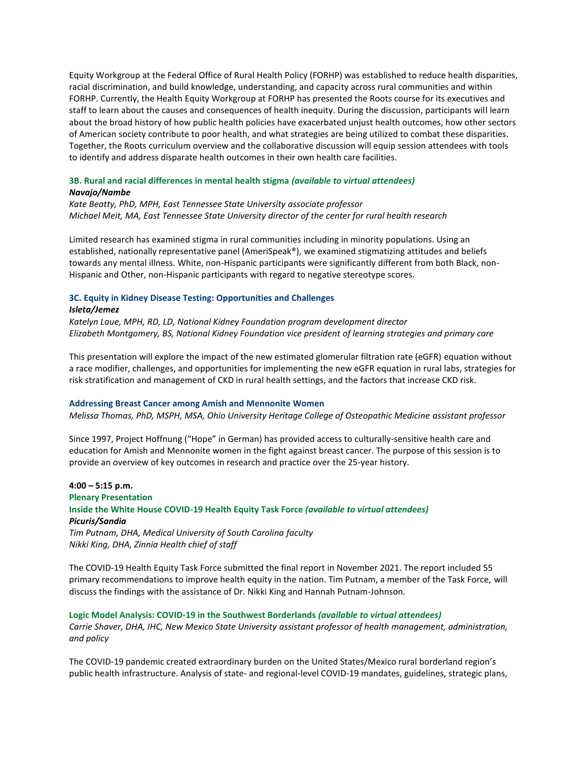Equity Workgroup at the Federal Office of Rural Health Policy (FORHP) was established to reduce health disparities, racial discrimination, and build knowledge, understanding, and capacity across rural communities and within FORHP. Currently, the Health Equity Workgroup at FORHP has presented the Roots course for its executives and staff to learn about the causes and consequences of health inequity. During the discussion, participants will learn about the broad history of how public health policies have exacerbated unjust health outcomes, how other sectors of American society contribute to poor health, and what strategies are being utilized to combat these disparities. Together, the Roots curriculum overview and the collaborative discussion will equip session attendees with tools to identify and address disparate health outcomes in their own health care facilities.

### 3B. Rural and racial differences in mental health stigma *(available to virtual attendees)*

***Navajo/Nambe***

*Kate Beatty, PhD, MPH, East Tennessee State University associate professor*
*Michael Meit, MA, East Tennessee State University director of the center for rural health research*

Limited research has examined stigma in rural communities including in minority populations. Using an established, nationally representative panel (AmeriSpeak®), we examined stigmatizing attitudes and beliefs towards any mental illness. White, non-Hispanic participants were significantly different from both Black, non-Hispanic and Other, non-Hispanic participants with regard to negative stereotype scores.

### 3C. Equity in Kidney Disease Testing: Opportunities and Challenges

***Isleta/Jemez***

*Katelyn Laue, MPH, RD, LD, National Kidney Foundation program development director*
*Elizabeth Montgomery, BS, National Kidney Foundation vice president of learning strategies and primary care*

This presentation will explore the impact of the new estimated glomerular filtration rate (eGFR) equation without a race modifier, challenges, and opportunities for implementing the new eGFR equation in rural labs, strategies for risk stratification and management of CKD in rural health settings, and the factors that increase CKD risk.

### Addressing Breast Cancer among Amish and Mennonite Women

*Melissa Thomas, PhD, MSPH, MSA, Ohio University Heritage College of Osteopathic Medicine assistant professor*

Since 1997, Project Hoffnung ("Hope" in German) has provided access to culturally-sensitive health care and education for Amish and Mennonite women in the fight against breast cancer. The purpose of this session is to provide an overview of key outcomes in research and practice over the 25-year history.

**4:00 – 5:15 p.m.**

### Plenary Presentation

### Inside the White House COVID-19 Health Equity Task Force *(available to virtual attendees)*

***Picuris/Sandia***

*Tim Putnam, DHA, Medical University of South Carolina faculty*
*Nikki King, DHA, Zinnia Health chief of staff*

The COVID-19 Health Equity Task Force submitted the final report in November 2021. The report included 55 primary recommendations to improve health equity in the nation. Tim Putnam, a member of the Task Force, will discuss the findings with the assistance of Dr. Nikki King and Hannah Putnam-Johnson.

### Logic Model Analysis: COVID-19 in the Southwest Borderlands *(available to virtual attendees)*

*Carrie Shaver, DHA, IHC, New Mexico State University assistant professor of health management, administration, and policy*

The COVID-19 pandemic created extraordinary burden on the United States/Mexico rural borderland region's public health infrastructure. Analysis of state- and regional-level COVID-19 mandates, guidelines, strategic plans,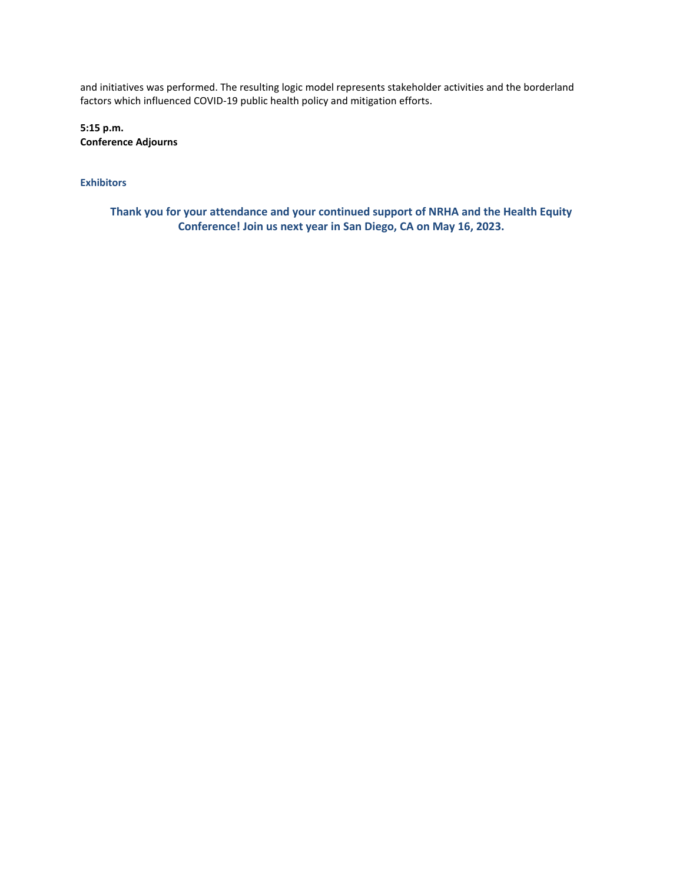and initiatives was performed. The resulting logic model represents stakeholder activities and the borderland factors which influenced COVID-19 public health policy and mitigation efforts.

**5:15 p.m.**
**Conference Adjourns**

### Exhibitors

**Thank you for your attendance and your continued support of NRHA and the Health Equity Conference! Join us next year in San Diego, CA on May 16, 2023.**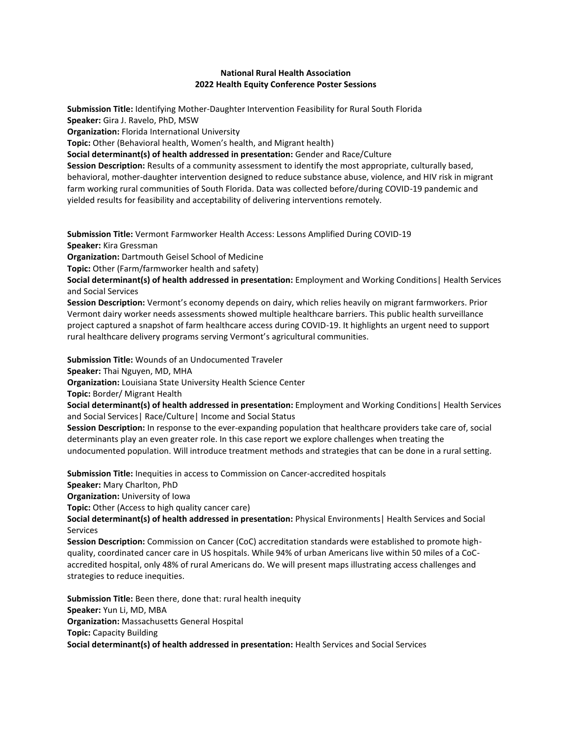**National Rural Health Association**
**2022 Health Equity Conference Poster Sessions**

**Submission Title:** Identifying Mother-Daughter Intervention Feasibility for Rural South Florida
**Speaker:** Gira J. Ravelo, PhD, MSW
**Organization:** Florida International University
**Topic:** Other (Behavioral health, Women's health, and Migrant health)
**Social determinant(s) of health addressed in presentation:** Gender and Race/Culture
**Session Description:** Results of a community assessment to identify the most appropriate, culturally based, behavioral, mother-daughter intervention designed to reduce substance abuse, violence, and HIV risk in migrant farm working rural communities of South Florida. Data was collected before/during COVID-19 pandemic and yielded results for feasibility and acceptability of delivering interventions remotely.

**Submission Title:** Vermont Farmworker Health Access: Lessons Amplified During COVID-19
**Speaker:** Kira Gressman
**Organization:** Dartmouth Geisel School of Medicine
**Topic:** Other (Farm/farmworker health and safety)
**Social determinant(s) of health addressed in presentation:** Employment and Working Conditions| Health Services and Social Services
**Session Description:** Vermont's economy depends on dairy, which relies heavily on migrant farmworkers. Prior Vermont dairy worker needs assessments showed multiple healthcare barriers. This public health surveillance project captured a snapshot of farm healthcare access during COVID-19. It highlights an urgent need to support rural healthcare delivery programs serving Vermont's agricultural communities.

**Submission Title:** Wounds of an Undocumented Traveler
**Speaker:** Thai Nguyen, MD, MHA
**Organization:** Louisiana State University Health Science Center
**Topic:** Border/ Migrant Health
**Social determinant(s) of health addressed in presentation:** Employment and Working Conditions| Health Services and Social Services| Race/Culture| Income and Social Status
**Session Description:** In response to the ever-expanding population that healthcare providers take care of, social determinants play an even greater role. In this case report we explore challenges when treating the undocumented population. Will introduce treatment methods and strategies that can be done in a rural setting.

**Submission Title:** Inequities in access to Commission on Cancer-accredited hospitals
**Speaker:** Mary Charlton, PhD
**Organization:** University of Iowa
**Topic:** Other (Access to high quality cancer care)
**Social determinant(s) of health addressed in presentation:** Physical Environments| Health Services and Social Services
**Session Description:** Commission on Cancer (CoC) accreditation standards were established to promote high-quality, coordinated cancer care in US hospitals. While 94% of urban Americans live within 50 miles of a CoC-accredited hospital, only 48% of rural Americans do. We will present maps illustrating access challenges and strategies to reduce inequities.

**Submission Title:** Been there, done that: rural health inequity
**Speaker:** Yun Li, MD, MBA
**Organization:** Massachusetts General Hospital
**Topic:** Capacity Building
**Social determinant(s) of health addressed in presentation:** Health Services and Social Services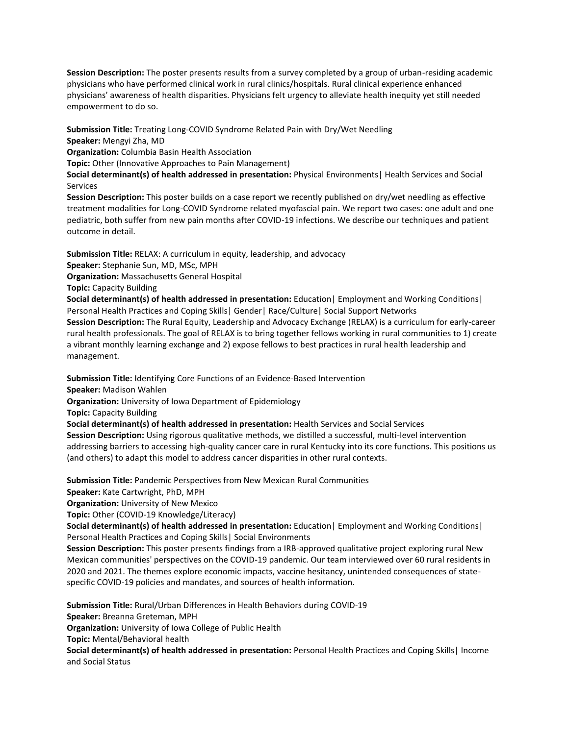**Session Description:** The poster presents results from a survey completed by a group of urban-residing academic physicians who have performed clinical work in rural clinics/hospitals. Rural clinical experience enhanced physicians' awareness of health disparities. Physicians felt urgency to alleviate health inequity yet still needed empowerment to do so.

**Submission Title:** Treating Long-COVID Syndrome Related Pain with Dry/Wet Needling
**Speaker:** Mengyi Zha, MD
**Organization:** Columbia Basin Health Association
**Topic:** Other (Innovative Approaches to Pain Management)
**Social determinant(s) of health addressed in presentation:** Physical Environments| Health Services and Social Services
**Session Description:** This poster builds on a case report we recently published on dry/wet needling as effective treatment modalities for Long-COVID Syndrome related myofascial pain. We report two cases: one adult and one pediatric, both suffer from new pain months after COVID-19 infections. We describe our techniques and patient outcome in detail.

**Submission Title:** RELAX: A curriculum in equity, leadership, and advocacy
**Speaker:** Stephanie Sun, MD, MSc, MPH
**Organization:** Massachusetts General Hospital
**Topic:** Capacity Building
**Social determinant(s) of health addressed in presentation:** Education| Employment and Working Conditions| Personal Health Practices and Coping Skills| Gender| Race/Culture| Social Support Networks
**Session Description:** The Rural Equity, Leadership and Advocacy Exchange (RELAX) is a curriculum for early-career rural health professionals. The goal of RELAX is to bring together fellows working in rural communities to 1) create a vibrant monthly learning exchange and 2) expose fellows to best practices in rural health leadership and management.

**Submission Title:** Identifying Core Functions of an Evidence-Based Intervention
**Speaker:** Madison Wahlen
**Organization:** University of Iowa Department of Epidemiology
**Topic:** Capacity Building
**Social determinant(s) of health addressed in presentation:** Health Services and Social Services
**Session Description:** Using rigorous qualitative methods, we distilled a successful, multi-level intervention addressing barriers to accessing high-quality cancer care in rural Kentucky into its core functions. This positions us (and others) to adapt this model to address cancer disparities in other rural contexts.

**Submission Title:** Pandemic Perspectives from New Mexican Rural Communities
**Speaker:** Kate Cartwright, PhD, MPH
**Organization:** University of New Mexico
**Topic:** Other (COVID-19 Knowledge/Literacy)
**Social determinant(s) of health addressed in presentation:** Education| Employment and Working Conditions| Personal Health Practices and Coping Skills| Social Environments
**Session Description:** This poster presents findings from a IRB-approved qualitative project exploring rural New Mexican communities' perspectives on the COVID-19 pandemic. Our team interviewed over 60 rural residents in 2020 and 2021. The themes explore economic impacts, vaccine hesitancy, unintended consequences of state-specific COVID-19 policies and mandates, and sources of health information.

**Submission Title:** Rural/Urban Differences in Health Behaviors during COVID-19
**Speaker:** Breanna Greteman, MPH
**Organization:** University of Iowa College of Public Health
**Topic:** Mental/Behavioral health
**Social determinant(s) of health addressed in presentation:** Personal Health Practices and Coping Skills| Income and Social Status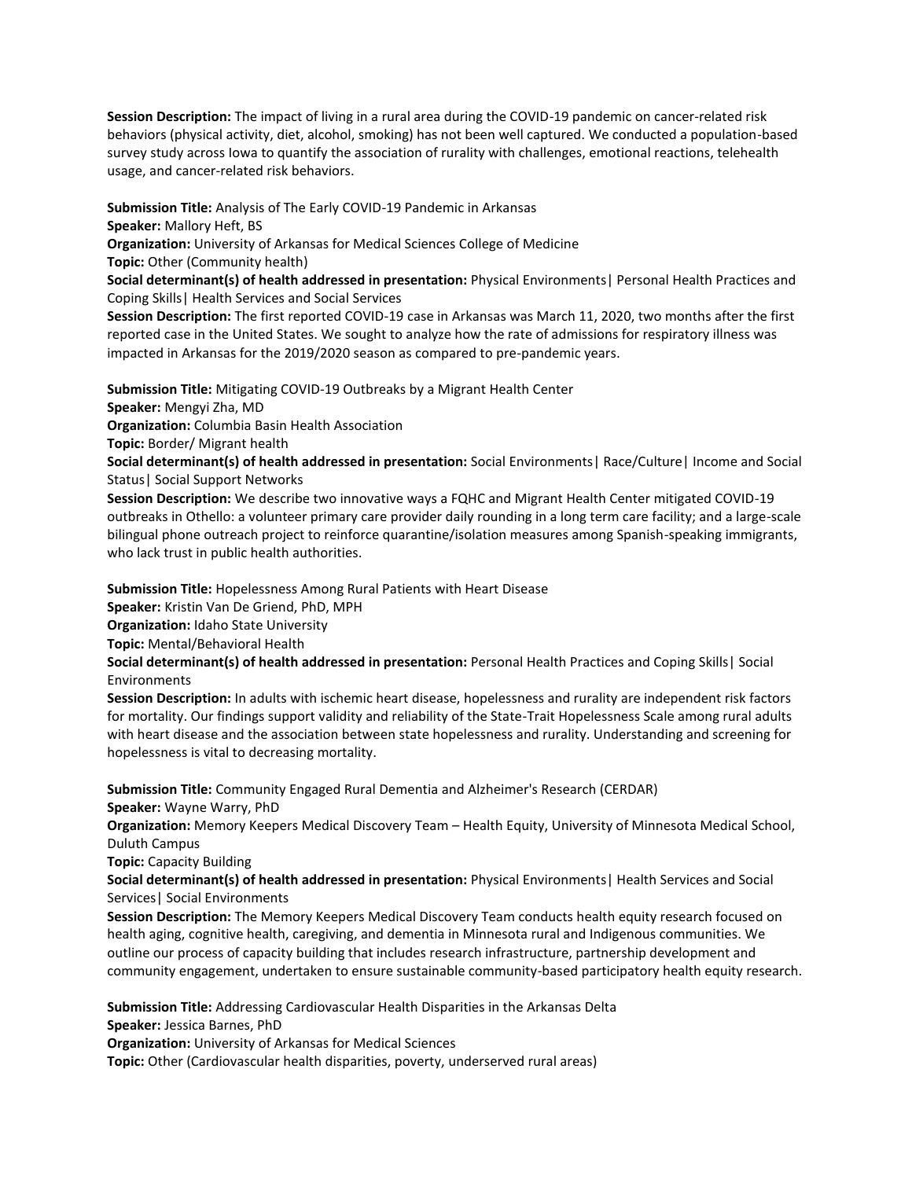**Session Description:** The impact of living in a rural area during the COVID-19 pandemic on cancer-related risk behaviors (physical activity, diet, alcohol, smoking) has not been well captured. We conducted a population-based survey study across Iowa to quantify the association of rurality with challenges, emotional reactions, telehealth usage, and cancer-related risk behaviors.

**Submission Title:** Analysis of The Early COVID-19 Pandemic in Arkansas
**Speaker:** Mallory Heft, BS
**Organization:** University of Arkansas for Medical Sciences College of Medicine
**Topic:** Other (Community health)
**Social determinant(s) of health addressed in presentation:** Physical Environments| Personal Health Practices and Coping Skills| Health Services and Social Services
**Session Description:** The first reported COVID-19 case in Arkansas was March 11, 2020, two months after the first reported case in the United States. We sought to analyze how the rate of admissions for respiratory illness was impacted in Arkansas for the 2019/2020 season as compared to pre-pandemic years.

**Submission Title:** Mitigating COVID-19 Outbreaks by a Migrant Health Center
**Speaker:** Mengyi Zha, MD
**Organization:** Columbia Basin Health Association
**Topic:** Border/ Migrant health
**Social determinant(s) of health addressed in presentation:** Social Environments| Race/Culture| Income and Social Status| Social Support Networks
**Session Description:** We describe two innovative ways a FQHC and Migrant Health Center mitigated COVID-19 outbreaks in Othello: a volunteer primary care provider daily rounding in a long term care facility; and a large-scale bilingual phone outreach project to reinforce quarantine/isolation measures among Spanish-speaking immigrants, who lack trust in public health authorities.

**Submission Title:** Hopelessness Among Rural Patients with Heart Disease
**Speaker:** Kristin Van De Griend, PhD, MPH
**Organization:** Idaho State University
**Topic:** Mental/Behavioral Health
**Social determinant(s) of health addressed in presentation:** Personal Health Practices and Coping Skills| Social Environments
**Session Description:** In adults with ischemic heart disease, hopelessness and rurality are independent risk factors for mortality. Our findings support validity and reliability of the State-Trait Hopelessness Scale among rural adults with heart disease and the association between state hopelessness and rurality. Understanding and screening for hopelessness is vital to decreasing mortality.

**Submission Title:** Community Engaged Rural Dementia and Alzheimer's Research (CERDAR)
**Speaker:** Wayne Warry, PhD
**Organization:** Memory Keepers Medical Discovery Team – Health Equity, University of Minnesota Medical School, Duluth Campus
**Topic:** Capacity Building
**Social determinant(s) of health addressed in presentation:** Physical Environments| Health Services and Social Services| Social Environments
**Session Description:** The Memory Keepers Medical Discovery Team conducts health equity research focused on health aging, cognitive health, caregiving, and dementia in Minnesota rural and Indigenous communities. We outline our process of capacity building that includes research infrastructure, partnership development and community engagement, undertaken to ensure sustainable community-based participatory health equity research.

**Submission Title:** Addressing Cardiovascular Health Disparities in the Arkansas Delta
**Speaker:** Jessica Barnes, PhD
**Organization:** University of Arkansas for Medical Sciences
**Topic:** Other (Cardiovascular health disparities, poverty, underserved rural areas)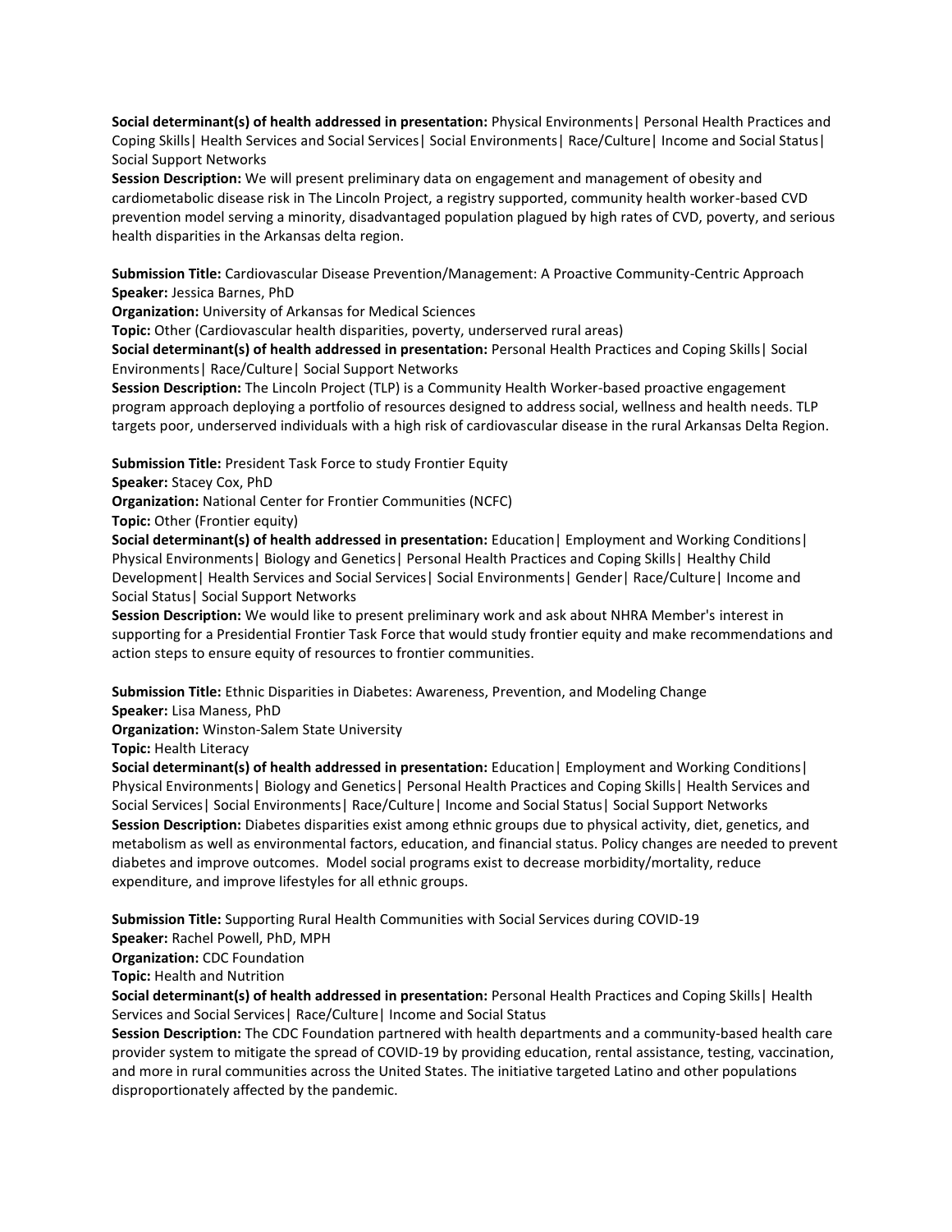**Social determinant(s) of health addressed in presentation:** Physical Environments| Personal Health Practices and Coping Skills| Health Services and Social Services| Social Environments| Race/Culture| Income and Social Status| Social Support Networks

**Session Description:** We will present preliminary data on engagement and management of obesity and cardiometabolic disease risk in The Lincoln Project, a registry supported, community health worker-based CVD prevention model serving a minority, disadvantaged population plagued by high rates of CVD, poverty, and serious health disparities in the Arkansas delta region.

**Submission Title:** Cardiovascular Disease Prevention/Management: A Proactive Community-Centric Approach

**Speaker:** Jessica Barnes, PhD

**Organization:** University of Arkansas for Medical Sciences

**Topic:** Other (Cardiovascular health disparities, poverty, underserved rural areas)

**Social determinant(s) of health addressed in presentation:** Personal Health Practices and Coping Skills| Social Environments| Race/Culture| Social Support Networks

**Session Description:** The Lincoln Project (TLP) is a Community Health Worker-based proactive engagement program approach deploying a portfolio of resources designed to address social, wellness and health needs. TLP targets poor, underserved individuals with a high risk of cardiovascular disease in the rural Arkansas Delta Region.

**Submission Title:** President Task Force to study Frontier Equity

**Speaker:** Stacey Cox, PhD

**Organization:** National Center for Frontier Communities (NCFC)

**Topic:** Other (Frontier equity)

**Social determinant(s) of health addressed in presentation:** Education| Employment and Working Conditions| Physical Environments| Biology and Genetics| Personal Health Practices and Coping Skills| Healthy Child Development| Health Services and Social Services| Social Environments| Gender| Race/Culture| Income and Social Status| Social Support Networks

**Session Description:** We would like to present preliminary work and ask about NHRA Member's interest in supporting for a Presidential Frontier Task Force that would study frontier equity and make recommendations and action steps to ensure equity of resources to frontier communities.

**Submission Title:** Ethnic Disparities in Diabetes: Awareness, Prevention, and Modeling Change

**Speaker:** Lisa Maness, PhD

**Organization:** Winston-Salem State University

**Topic:** Health Literacy

**Social determinant(s) of health addressed in presentation:** Education| Employment and Working Conditions| Physical Environments| Biology and Genetics| Personal Health Practices and Coping Skills| Health Services and Social Services| Social Environments| Race/Culture| Income and Social Status| Social Support Networks

**Session Description:** Diabetes disparities exist among ethnic groups due to physical activity, diet, genetics, and metabolism as well as environmental factors, education, and financial status. Policy changes are needed to prevent diabetes and improve outcomes. Model social programs exist to decrease morbidity/mortality, reduce expenditure, and improve lifestyles for all ethnic groups.

**Submission Title:** Supporting Rural Health Communities with Social Services during COVID-19

**Speaker:** Rachel Powell, PhD, MPH

**Organization:** CDC Foundation

**Topic:** Health and Nutrition

**Social determinant(s) of health addressed in presentation:** Personal Health Practices and Coping Skills| Health Services and Social Services| Race/Culture| Income and Social Status

**Session Description:** The CDC Foundation partnered with health departments and a community-based health care provider system to mitigate the spread of COVID-19 by providing education, rental assistance, testing, vaccination, and more in rural communities across the United States. The initiative targeted Latino and other populations disproportionately affected by the pandemic.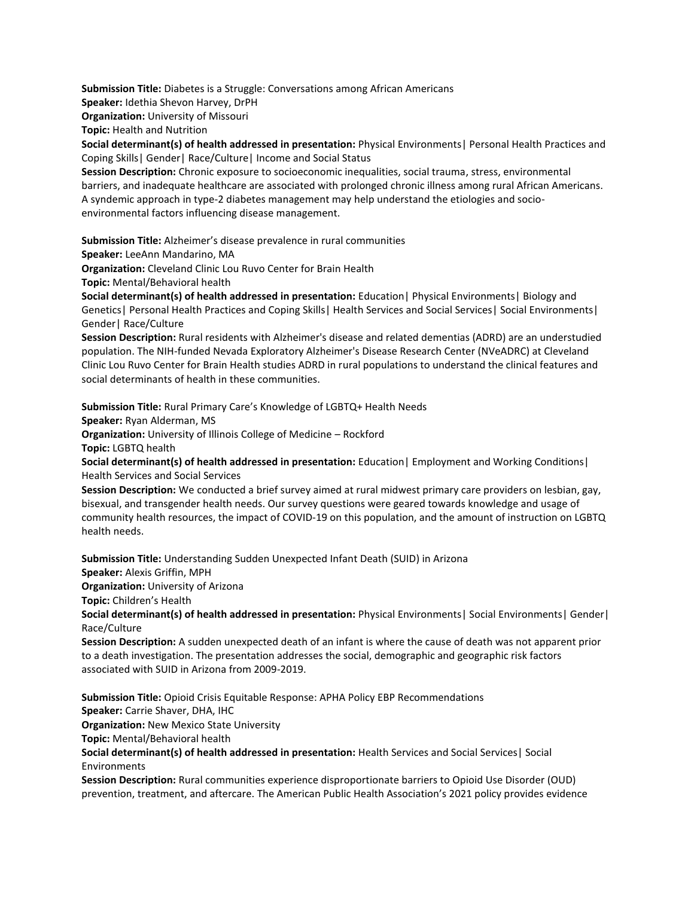**Submission Title:** Diabetes is a Struggle: Conversations among African Americans
**Speaker:** Idethia Shevon Harvey, DrPH
**Organization:** University of Missouri
**Topic:** Health and Nutrition
**Social determinant(s) of health addressed in presentation:** Physical Environments| Personal Health Practices and Coping Skills| Gender| Race/Culture| Income and Social Status
**Session Description:** Chronic exposure to socioeconomic inequalities, social trauma, stress, environmental barriers, and inadequate healthcare are associated with prolonged chronic illness among rural African Americans. A syndemic approach in type-2 diabetes management may help understand the etiologies and socio-environmental factors influencing disease management.

**Submission Title:** Alzheimer's disease prevalence in rural communities
**Speaker:** LeeAnn Mandarino, MA
**Organization:** Cleveland Clinic Lou Ruvo Center for Brain Health
**Topic:** Mental/Behavioral health
**Social determinant(s) of health addressed in presentation:** Education| Physical Environments| Biology and Genetics| Personal Health Practices and Coping Skills| Health Services and Social Services| Social Environments| Gender| Race/Culture
**Session Description:** Rural residents with Alzheimer's disease and related dementias (ADRD) are an understudied population. The NIH-funded Nevada Exploratory Alzheimer's Disease Research Center (NVeADRC) at Cleveland Clinic Lou Ruvo Center for Brain Health studies ADRD in rural populations to understand the clinical features and social determinants of health in these communities.

**Submission Title:** Rural Primary Care's Knowledge of LGBTQ+ Health Needs
**Speaker:** Ryan Alderman, MS
**Organization:** University of Illinois College of Medicine – Rockford
**Topic:** LGBTQ health
**Social determinant(s) of health addressed in presentation:** Education| Employment and Working Conditions| Health Services and Social Services
**Session Description:** We conducted a brief survey aimed at rural midwest primary care providers on lesbian, gay, bisexual, and transgender health needs. Our survey questions were geared towards knowledge and usage of community health resources, the impact of COVID-19 on this population, and the amount of instruction on LGBTQ health needs.

**Submission Title:** Understanding Sudden Unexpected Infant Death (SUID) in Arizona
**Speaker:** Alexis Griffin, MPH
**Organization:** University of Arizona
**Topic:** Children's Health
**Social determinant(s) of health addressed in presentation:** Physical Environments| Social Environments| Gender| Race/Culture
**Session Description:** A sudden unexpected death of an infant is where the cause of death was not apparent prior to a death investigation. The presentation addresses the social, demographic and geographic risk factors associated with SUID in Arizona from 2009-2019.

**Submission Title:** Opioid Crisis Equitable Response: APHA Policy EBP Recommendations
**Speaker:** Carrie Shaver, DHA, IHC
**Organization:** New Mexico State University
**Topic:** Mental/Behavioral health
**Social determinant(s) of health addressed in presentation:** Health Services and Social Services| Social Environments
**Session Description:** Rural communities experience disproportionate barriers to Opioid Use Disorder (OUD) prevention, treatment, and aftercare. The American Public Health Association's 2021 policy provides evidence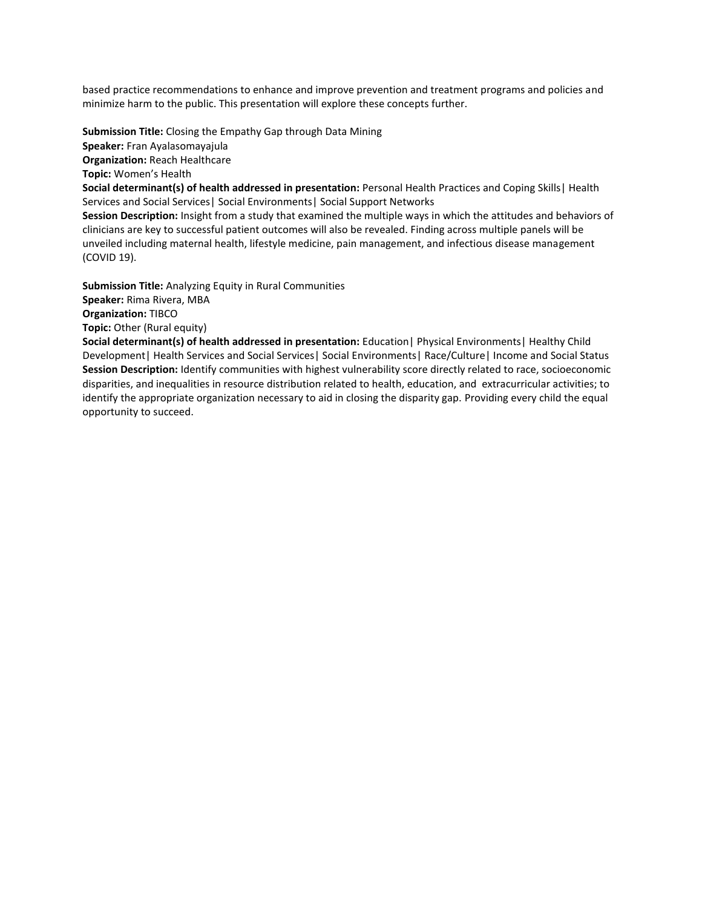based practice recommendations to enhance and improve prevention and treatment programs and policies and minimize harm to the public. This presentation will explore these concepts further.

**Submission Title:** Closing the Empathy Gap through Data Mining
**Speaker:** Fran Ayalasomayajula
**Organization:** Reach Healthcare
**Topic:** Women's Health
**Social determinant(s) of health addressed in presentation:** Personal Health Practices and Coping Skills| Health Services and Social Services| Social Environments| Social Support Networks
**Session Description:** Insight from a study that examined the multiple ways in which the attitudes and behaviors of clinicians are key to successful patient outcomes will also be revealed. Finding across multiple panels will be unveiled including maternal health, lifestyle medicine, pain management, and infectious disease management (COVID 19).

**Submission Title:** Analyzing Equity in Rural Communities
**Speaker:** Rima Rivera, MBA
**Organization:** TIBCO
**Topic:** Other (Rural equity)
**Social determinant(s) of health addressed in presentation:** Education| Physical Environments| Healthy Child Development| Health Services and Social Services| Social Environments| Race/Culture| Income and Social Status
**Session Description:** Identify communities with highest vulnerability score directly related to race, socioeconomic disparities, and inequalities in resource distribution related to health, education, and extracurricular activities; to identify the appropriate organization necessary to aid in closing the disparity gap. Providing every child the equal opportunity to succeed.